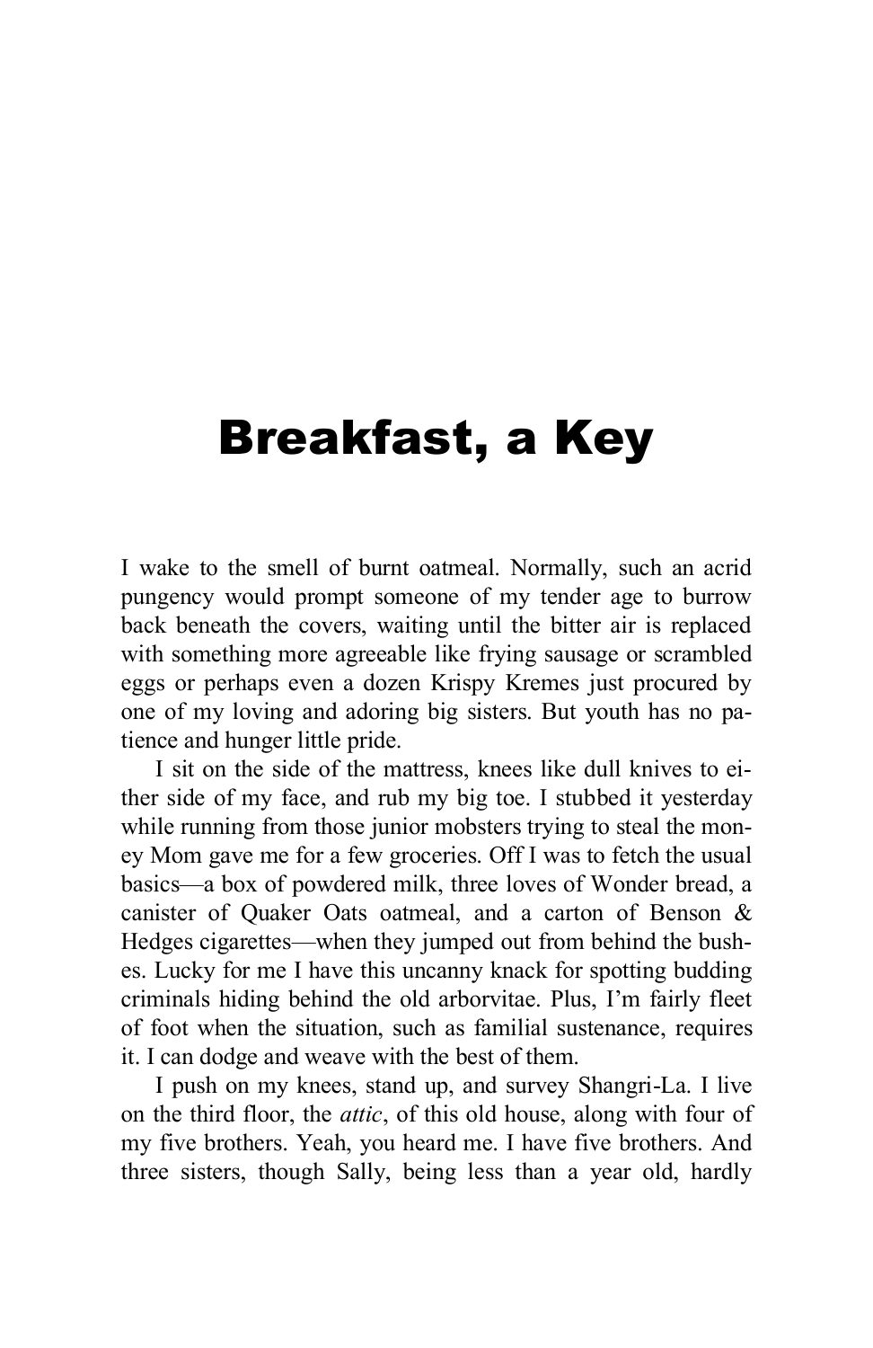# Breakfast, a Key

I wake to the smell of burnt oatmeal. Normally, such an acrid pungency would prompt someone of my tender age to burrow back beneath the covers, waiting until the bitter air is replaced with something more agreeable like frying sausage or scrambled eggs or perhaps even a dozen Krispy Kremes just procured by one of my loving and adoring big sisters. But youth has no patience and hunger little pride.

I sit on the side of the mattress, knees like dull knives to either side of my face, and rub my big toe. I stubbed it yesterday while running from those junior mobsters trying to steal the money Mom gave me for a few groceries. Off I was to fetch the usual basics—a box of powdered milk, three loves of Wonder bread, a canister of Quaker Oats oatmeal, and a carton of Benson & Hedges cigarettes—when they jumped out from behind the bushes. Lucky for me I have this uncanny knack for spotting budding criminals hiding behind the old arborvitae. Plus, I'm fairly fleet of foot when the situation, such as familial sustenance, requires it. I can dodge and weave with the best of them.

I push on my knees, stand up, and survey Shangri-La. I live on the third floor, the *attic*, of this old house, along with four of my five brothers. Yeah, you heard me. I have five brothers. And three sisters, though Sally, being less than a year old, hardly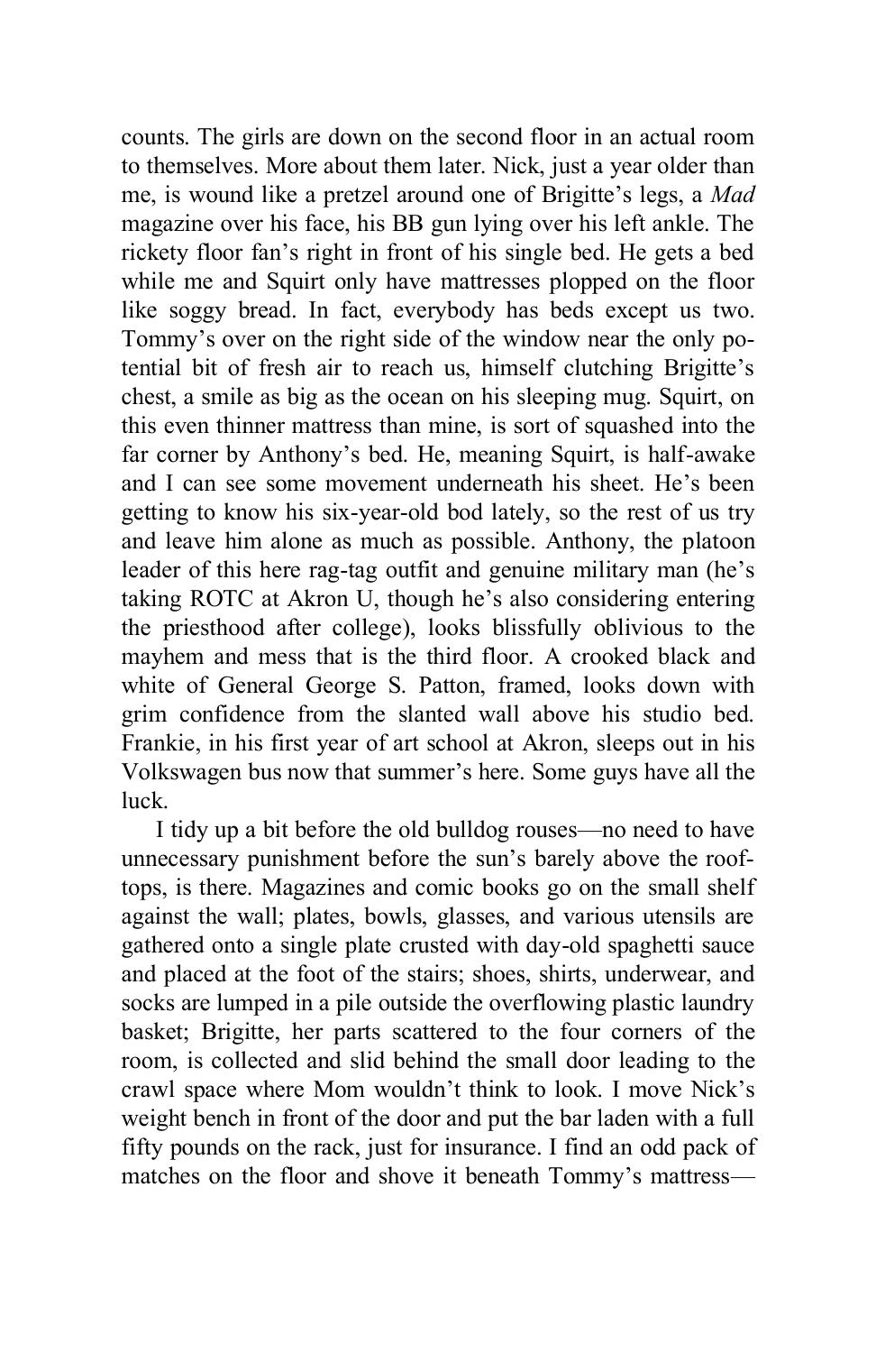counts. The girls are down on the second floor in an actual room to themselves. More about them later. Nick, just a year older than me, is wound like a pretzel around one of Brigitte's legs, a *Mad* magazine over his face, his BB gun lying over his left ankle. The rickety floor fan's right in front of his single bed. He gets a bed while me and Squirt only have mattresses plopped on the floor like soggy bread. In fact, everybody has beds except us two. Tommy's over on the right side of the window near the only potential bit of fresh air to reach us, himself clutching Brigitte's chest, a smile as big as the ocean on his sleeping mug. Squirt, on this even thinner mattress than mine, is sort of squashed into the far corner by Anthony's bed. He, meaning Squirt, is half-awake and I can see some movement underneath his sheet. He's been getting to know his six-year-old bod lately, so the rest of us try and leave him alone as much as possible. Anthony, the platoon leader of this here rag-tag outfit and genuine military man (he's taking ROTC at Akron U, though he's also considering entering the priesthood after college), looks blissfully oblivious to the mayhem and mess that is the third floor. A crooked black and white of General George S. Patton, framed, looks down with grim confidence from the slanted wall above his studio bed. Frankie, in his first year of art school at Akron, sleeps out in his Volkswagen bus now that summer's here. Some guys have all the luck.

I tidy up a bit before the old bulldog rouses—no need to have unnecessary punishment before the sun's barely above the rooftops, is there. Magazines and comic books go on the small shelf against the wall; plates, bowls, glasses, and various utensils are gathered onto a single plate crusted with day-old spaghetti sauce and placed at the foot of the stairs; shoes, shirts, underwear, and socks are lumped in a pile outside the overflowing plastic laundry basket; Brigitte, her parts scattered to the four corners of the room, is collected and slid behind the small door leading to the crawl space where Mom wouldn't think to look. I move Nick's weight bench in front of the door and put the bar laden with a full fifty pounds on the rack, just for insurance. I find an odd pack of matches on the floor and shove it beneath Tommy's mattress—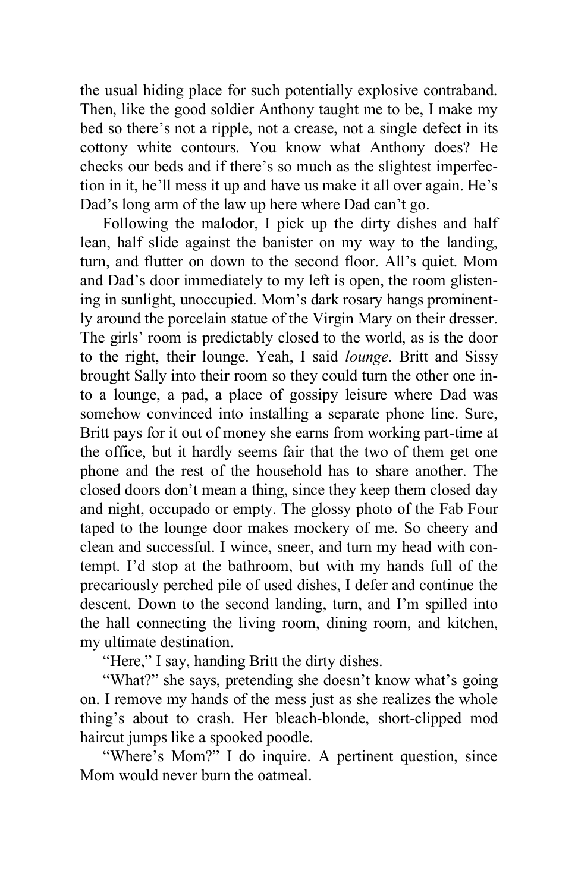the usual hiding place for such potentially explosive contraband. Then, like the good soldier Anthony taught me to be, I make my bed so there's not a ripple, not a crease, not a single defect in its cottony white contours. You know what Anthony does? He checks our beds and if there's so much as the slightest imperfection in it, he'll mess it up and have us make it all over again. He's Dad's long arm of the law up here where Dad can't go.

Following the malodor, I pick up the dirty dishes and half lean, half slide against the banister on my way to the landing, turn, and flutter on down to the second floor. All's quiet. Mom and Dad's door immediately to my left is open, the room glistening in sunlight, unoccupied. Mom's dark rosary hangs prominently around the porcelain statue of the Virgin Mary on their dresser. The girls' room is predictably closed to the world, as is the door to the right, their lounge. Yeah, I said *lounge*. Britt and Sissy brought Sally into their room so they could turn the other one into a lounge, a pad, a place of gossipy leisure where Dad was somehow convinced into installing a separate phone line. Sure, Britt pays for it out of money she earns from working part-time at the office, but it hardly seems fair that the two of them get one phone and the rest of the household has to share another. The closed doors don't mean a thing, since they keep them closed day and night, occupado or empty. The glossy photo of the Fab Four taped to the lounge door makes mockery of me. So cheery and clean and successful. I wince, sneer, and turn my head with contempt. I'd stop at the bathroom, but with my hands full of the precariously perched pile of used dishes, I defer and continue the descent. Down to the second landing, turn, and I'm spilled into the hall connecting the living room, dining room, and kitchen, my ultimate destination.

"Here," I say, handing Britt the dirty dishes.

"What?" she says, pretending she doesn't know what's going on. I remove my hands of the mess just as she realizes the whole thing's about to crash. Her bleach-blonde, short-clipped mod haircut jumps like a spooked poodle.

"Where's Mom?" I do inquire. A pertinent question, since Mom would never burn the oatmeal.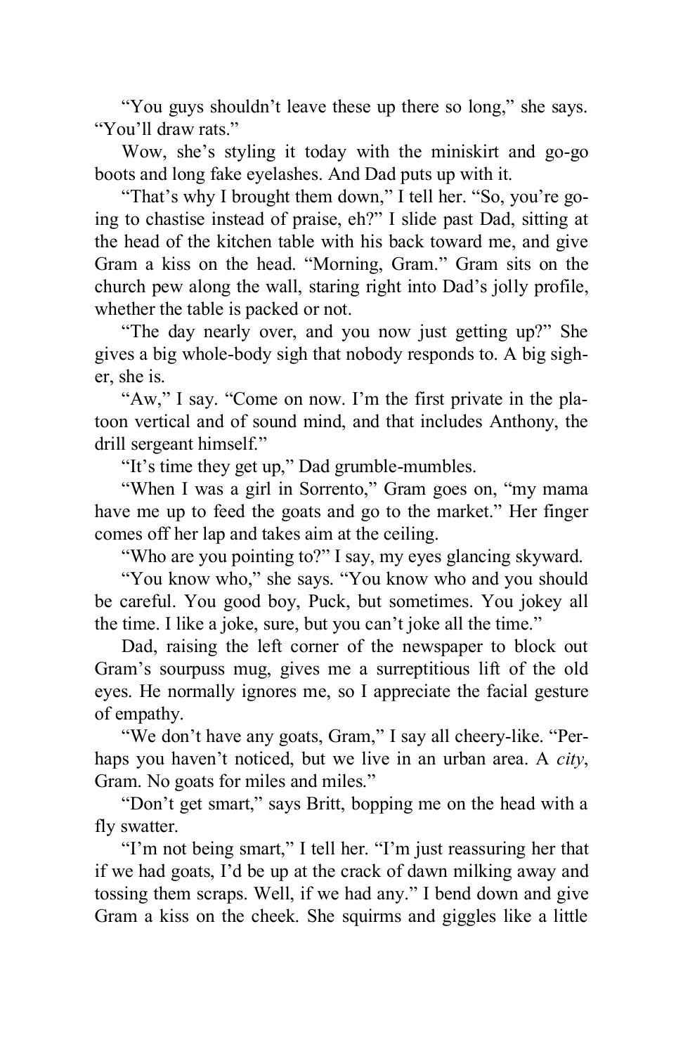“You guys shouldn’t leave these up there so long,” she says. “You’ll draw rats.”

Wow, she’s styling it today with the miniskirt and go-go boots and long fake eyelashes. And Dad puts up with it.

“That’s why I brought them down,” I tell her. “So, you’re going to chastise instead of praise, eh?” I slide past Dad, sitting at the head of the kitchen table with his back toward me, and give Gram a kiss on the head. “Morning, Gram.” Gram sits on the church pew along the wall, staring right into Dad’s jolly profile, whether the table is packed or not.

“The day nearly over, and you now just getting up?” She gives a big whole-body sigh that nobody responds to. A big sigher, she is.

“Aw,” I say. “Come on now. I’m the first private in the platoon vertical and of sound mind, and that includes Anthony, the drill sergeant himself.”

“It’s time they get up,” Dad grumble-mumbles.

“When I was a girl in Sorrento,” Gram goes on, “my mama have me up to feed the goats and go to the market.” Her finger comes off her lap and takes aim at the ceiling.

“Who are you pointing to?” I say, my eyes glancing skyward.

“You know who,” she says. “You know who and you should be careful. You good boy, Puck, but sometimes. You jokey all the time. I like a joke, sure, but you can’t joke all the time.”

Dad, raising the left corner of the newspaper to block out Gram’s sourpuss mug, gives me a surreptitious lift of the old eyes. He normally ignores me, so I appreciate the facial gesture of empathy.

“We don’t have any goats, Gram,” I say all cheery-like. “Perhaps you haven’t noticed, but we live in an urban area. A *city*, Gram. No goats for miles and miles.”

“Don’t get smart,” says Britt, bopping me on the head with a fly swatter.

“I’m not being smart,” I tell her. “I’m just reassuring her that if we had goats, I’d be up at the crack of dawn milking away and tossing them scraps. Well, if we had any.” I bend down and give Gram a kiss on the cheek. She squirms and giggles like a little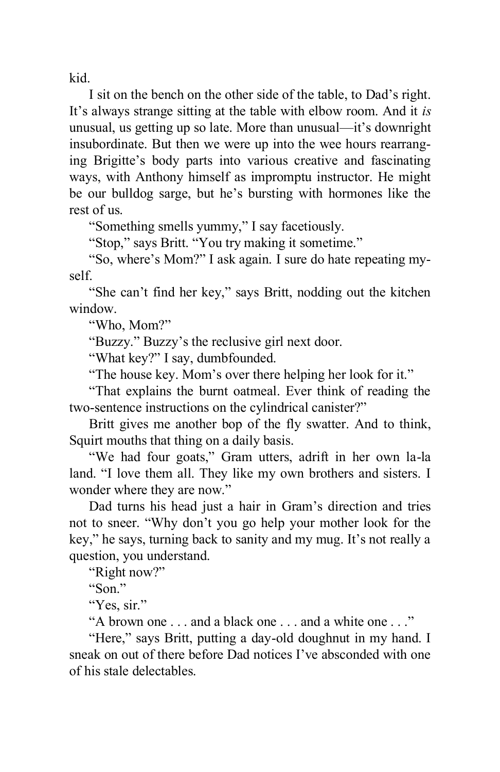kid.

I sit on the bench on the other side of the table, to Dad's right. It's always strange sitting at the table with elbow room. And it *is* unusual, us getting up so late. More than unusual—it's downright insubordinate. But then we were up into the wee hours rearranging Brigitte's body parts into various creative and fascinating ways, with Anthony himself as impromptu instructor. He might be our bulldog sarge, but he's bursting with hormones like the rest of us.

"Something smells yummy," I say facetiously.

"Stop," says Britt. "You try making it sometime."

"So, where's Mom?" I ask again. I sure do hate repeating myself.

"She can't find her key," says Britt, nodding out the kitchen window.

"Who, Mom?"

"Buzzy." Buzzy's the reclusive girl next door.

"What key?" I say, dumbfounded.

"The house key. Mom's over there helping her look for it."

"That explains the burnt oatmeal. Ever think of reading the two-sentence instructions on the cylindrical canister?"

Britt gives me another bop of the fly swatter. And to think, Squirt mouths that thing on a daily basis.

"We had four goats," Gram utters, adrift in her own la-la land. "I love them all. They like my own brothers and sisters. I wonder where they are now."

Dad turns his head just a hair in Gram's direction and tries not to sneer. "Why don't you go help your mother look for the key," he says, turning back to sanity and my mug. It's not really a question, you understand.

"Right now?"

"Son."

"Yes, sir."

"A brown one . . . and a black one . . . and a white one . . ."

"Here," says Britt, putting a day-old doughnut in my hand. I sneak on out of there before Dad notices I've absconded with one of his stale delectables.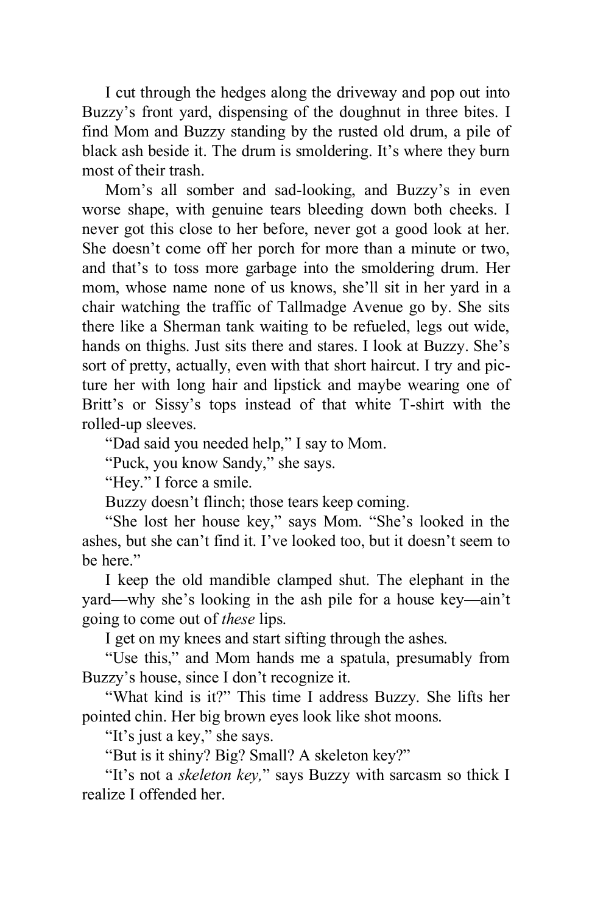I cut through the hedges along the driveway and pop out into Buzzy's front yard, dispensing of the doughnut in three bites. I find Mom and Buzzy standing by the rusted old drum, a pile of black ash beside it. The drum is smoldering. It's where they burn most of their trash.

Mom's all somber and sad-looking, and Buzzy's in even worse shape, with genuine tears bleeding down both cheeks. I never got this close to her before, never got a good look at her. She doesn't come off her porch for more than a minute or two, and that's to toss more garbage into the smoldering drum. Her mom, whose name none of us knows, she'll sit in her yard in a chair watching the traffic of Tallmadge Avenue go by. She sits there like a Sherman tank waiting to be refueled, legs out wide, hands on thighs. Just sits there and stares. I look at Buzzy. She's sort of pretty, actually, even with that short haircut. I try and picture her with long hair and lipstick and maybe wearing one of Britt's or Sissy's tops instead of that white T-shirt with the rolled-up sleeves.

"Dad said you needed help," I say to Mom.

"Puck, you know Sandy," she says.

"Hey." I force a smile.

Buzzy doesn't flinch; those tears keep coming.

"She lost her house key," says Mom. "She's looked in the ashes, but she can't find it. I've looked too, but it doesn't seem to be here."

I keep the old mandible clamped shut. The elephant in the yard—why she's looking in the ash pile for a house key—ain't going to come out of *these* lips.

I get on my knees and start sifting through the ashes.

"Use this," and Mom hands me a spatula, presumably from Buzzy's house, since I don't recognize it.

"What kind is it?" This time I address Buzzy. She lifts her pointed chin. Her big brown eyes look like shot moons.

"It's just a key," she says.

"But is it shiny? Big? Small? A skeleton key?"

"It's not a *skeleton key,*" says Buzzy with sarcasm so thick I realize I offended her.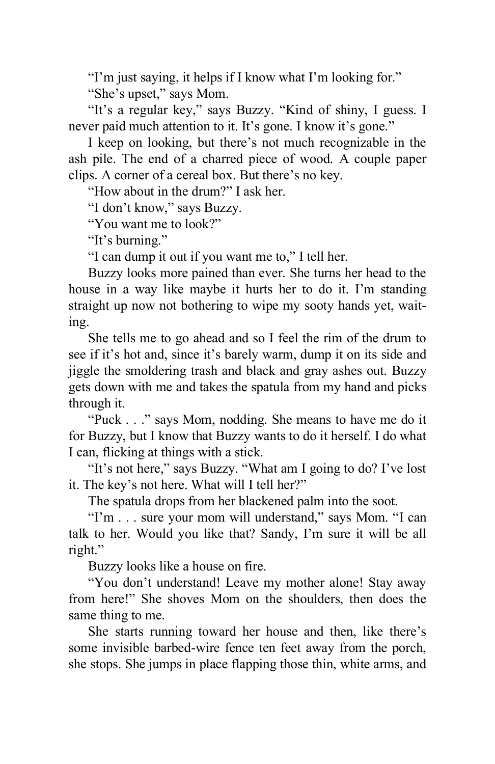"I'm just saying, it helps if I know what I'm looking for."

"She's upset," says Mom.

"It's a regular key," says Buzzy. "Kind of shiny, I guess. I never paid much attention to it. It's gone. I know it's gone."

I keep on looking, but there's not much recognizable in the ash pile. The end of a charred piece of wood. A couple paper clips. A corner of a cereal box. But there's no key.

"How about in the drum?" I ask her.

"I don't know," says Buzzy.

"You want me to look?"

"It's burning."

"I can dump it out if you want me to," I tell her.

Buzzy looks more pained than ever. She turns her head to the house in a way like maybe it hurts her to do it. I'm standing straight up now not bothering to wipe my sooty hands yet, waiting.

She tells me to go ahead and so I feel the rim of the drum to see if it's hot and, since it's barely warm, dump it on its side and jiggle the smoldering trash and black and gray ashes out. Buzzy gets down with me and takes the spatula from my hand and picks through it.

"Puck . . ." says Mom, nodding. She means to have me do it for Buzzy, but I know that Buzzy wants to do it herself. I do what I can, flicking at things with a stick.

"It's not here," says Buzzy. "What am I going to do? I've lost it. The key's not here. What will I tell her?"

The spatula drops from her blackened palm into the soot.

"I'm . . . sure your mom will understand," says Mom. "I can talk to her. Would you like that? Sandy, I'm sure it will be all right."

Buzzy looks like a house on fire.

"You don't understand! Leave my mother alone! Stay away from here!" She shoves Mom on the shoulders, then does the same thing to me.

She starts running toward her house and then, like there's some invisible barbed-wire fence ten feet away from the porch, she stops. She jumps in place flapping those thin, white arms, and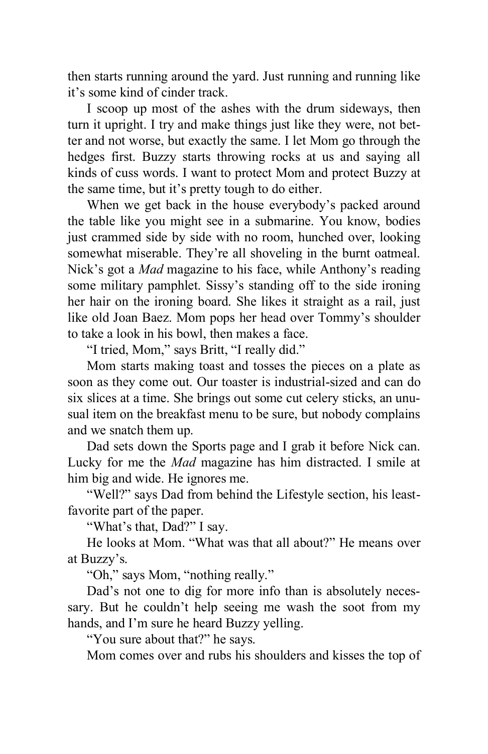then starts running around the yard. Just running and running like it's some kind of cinder track.

I scoop up most of the ashes with the drum sideways, then turn it upright. I try and make things just like they were, not better and not worse, but exactly the same. I let Mom go through the hedges first. Buzzy starts throwing rocks at us and saying all kinds of cuss words. I want to protect Mom and protect Buzzy at the same time, but it's pretty tough to do either.

When we get back in the house everybody's packed around the table like you might see in a submarine. You know, bodies just crammed side by side with no room, hunched over, looking somewhat miserable. They're all shoveling in the burnt oatmeal. Nick's got a *Mad* magazine to his face, while Anthony's reading some military pamphlet. Sissy's standing off to the side ironing her hair on the ironing board. She likes it straight as a rail, just like old Joan Baez. Mom pops her head over Tommy's shoulder to take a look in his bowl, then makes a face.

"I tried, Mom," says Britt, "I really did."

Mom starts making toast and tosses the pieces on a plate as soon as they come out. Our toaster is industrial-sized and can do six slices at a time. She brings out some cut celery sticks, an unusual item on the breakfast menu to be sure, but nobody complains and we snatch them up.

Dad sets down the Sports page and I grab it before Nick can. Lucky for me the *Mad* magazine has him distracted. I smile at him big and wide. He ignores me.

"Well?" says Dad from behind the Lifestyle section, his least-favorite part of the paper.

"What's that, Dad?" I say.

He looks at Mom. "What was that all about?" He means over at Buzzy's.

"Oh," says Mom, "nothing really."

Dad's not one to dig for more info than is absolutely necessary. But he couldn't help seeing me wash the soot from my hands, and I'm sure he heard Buzzy yelling.

"You sure about that?" he says.

Mom comes over and rubs his shoulders and kisses the top of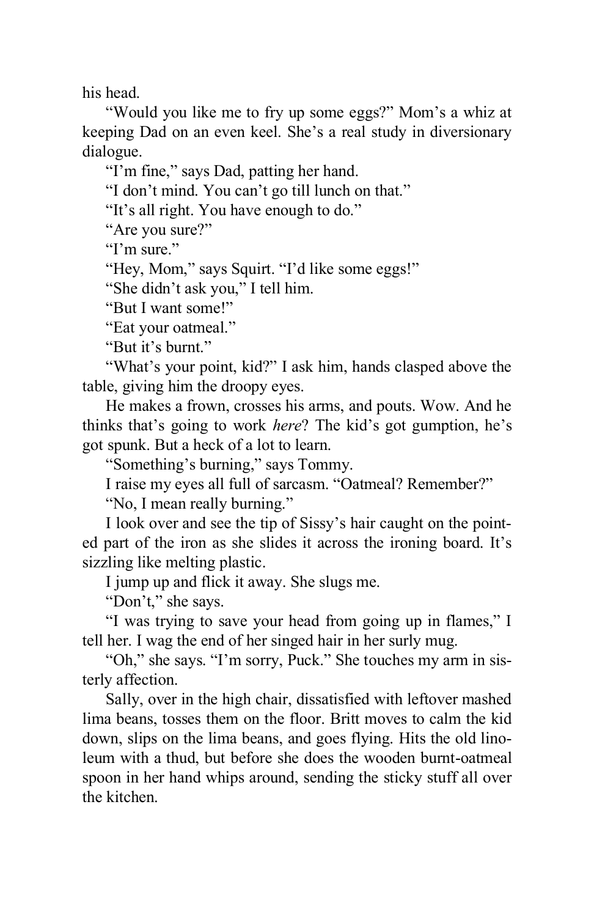his head.

"Would you like me to fry up some eggs?" Mom's a whiz at keeping Dad on an even keel. She's a real study in diversionary dialogue.

"I'm fine," says Dad, patting her hand.

"I don't mind. You can't go till lunch on that."

"It's all right. You have enough to do."

"Are you sure?"

"I'm sure."

"Hey, Mom," says Squirt. "I'd like some eggs!"

"She didn't ask you," I tell him.

"But I want some!"

"Eat your oatmeal."

"But it's burnt."

"What's your point, kid?" I ask him, hands clasped above the table, giving him the droopy eyes.

He makes a frown, crosses his arms, and pouts. Wow. And he thinks that's going to work *here*? The kid's got gumption, he's got spunk. But a heck of a lot to learn.

"Something's burning," says Tommy.

I raise my eyes all full of sarcasm. "Oatmeal? Remember?"

"No, I mean really burning."

I look over and see the tip of Sissy's hair caught on the pointed part of the iron as she slides it across the ironing board. It's sizzling like melting plastic.

I jump up and flick it away. She slugs me.

"Don't," she says.

"I was trying to save your head from going up in flames," I tell her. I wag the end of her singed hair in her surly mug.

"Oh," she says. "I'm sorry, Puck." She touches my arm in sisterly affection.

Sally, over in the high chair, dissatisfied with leftover mashed lima beans, tosses them on the floor. Britt moves to calm the kid down, slips on the lima beans, and goes flying. Hits the old linoleum with a thud, but before she does the wooden burnt-oatmeal spoon in her hand whips around, sending the sticky stuff all over the kitchen.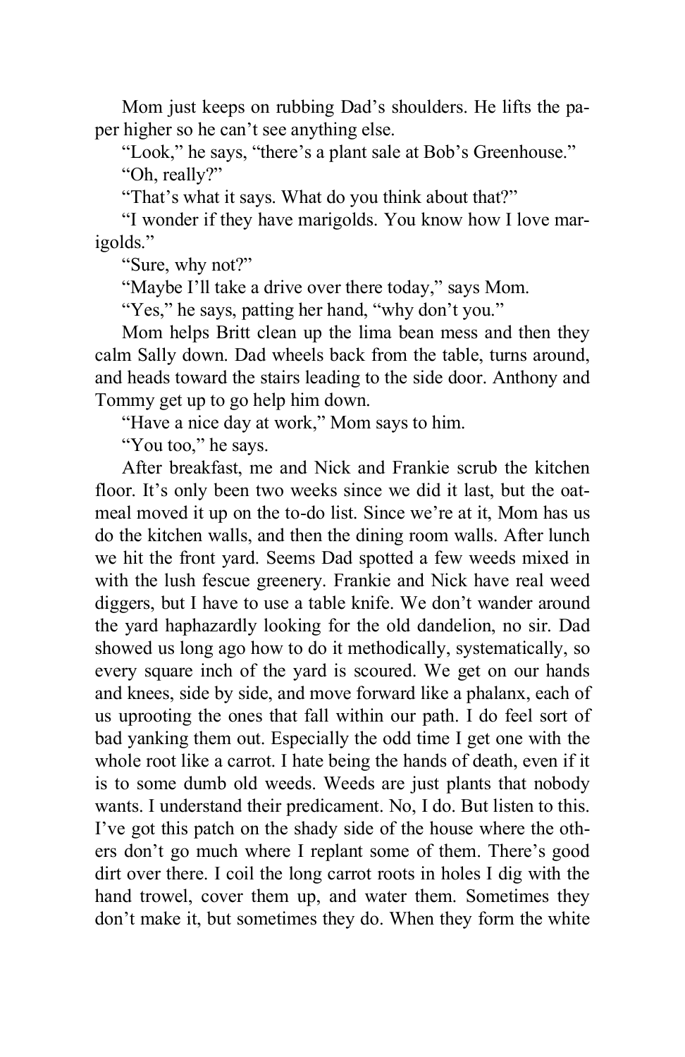Mom just keeps on rubbing Dad's shoulders. He lifts the paper higher so he can't see anything else.

"Look," he says, "there's a plant sale at Bob's Greenhouse."

"Oh, really?"

"That's what it says. What do you think about that?"

"I wonder if they have marigolds. You know how I love marigolds."

"Sure, why not?"

"Maybe I'll take a drive over there today," says Mom.

"Yes," he says, patting her hand, "why don't you."

Mom helps Britt clean up the lima bean mess and then they calm Sally down. Dad wheels back from the table, turns around, and heads toward the stairs leading to the side door. Anthony and Tommy get up to go help him down.

"Have a nice day at work," Mom says to him.

"You too," he says.

After breakfast, me and Nick and Frankie scrub the kitchen floor. It's only been two weeks since we did it last, but the oatmeal moved it up on the to-do list. Since we're at it, Mom has us do the kitchen walls, and then the dining room walls. After lunch we hit the front yard. Seems Dad spotted a few weeds mixed in with the lush fescue greenery. Frankie and Nick have real weed diggers, but I have to use a table knife. We don't wander around the yard haphazardly looking for the old dandelion, no sir. Dad showed us long ago how to do it methodically, systematically, so every square inch of the yard is scoured. We get on our hands and knees, side by side, and move forward like a phalanx, each of us uprooting the ones that fall within our path. I do feel sort of bad yanking them out. Especially the odd time I get one with the whole root like a carrot. I hate being the hands of death, even if it is to some dumb old weeds. Weeds are just plants that nobody wants. I understand their predicament. No, I do. But listen to this. I've got this patch on the shady side of the house where the others don't go much where I replant some of them. There's good dirt over there. I coil the long carrot roots in holes I dig with the hand trowel, cover them up, and water them. Sometimes they don't make it, but sometimes they do. When they form the white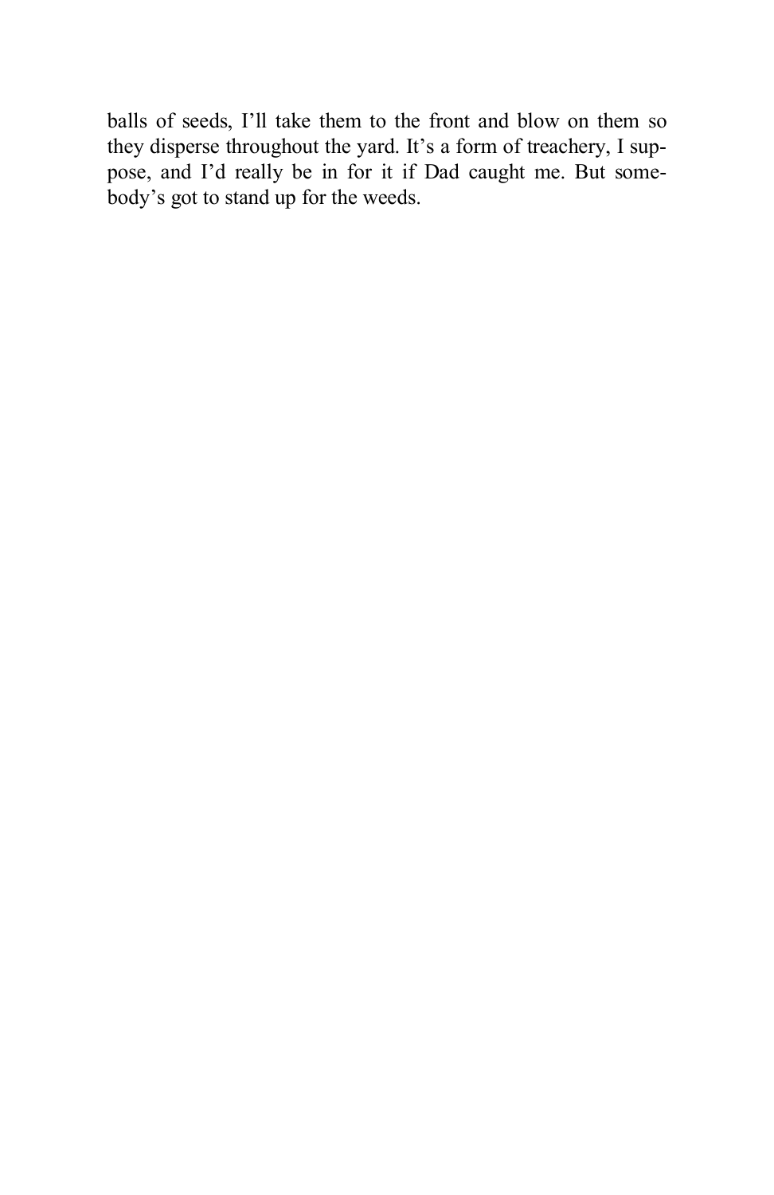balls of seeds, I'll take them to the front and blow on them so they disperse throughout the yard. It's a form of treachery, I suppose, and I'd really be in for it if Dad caught me. But somebody's got to stand up for the weeds.